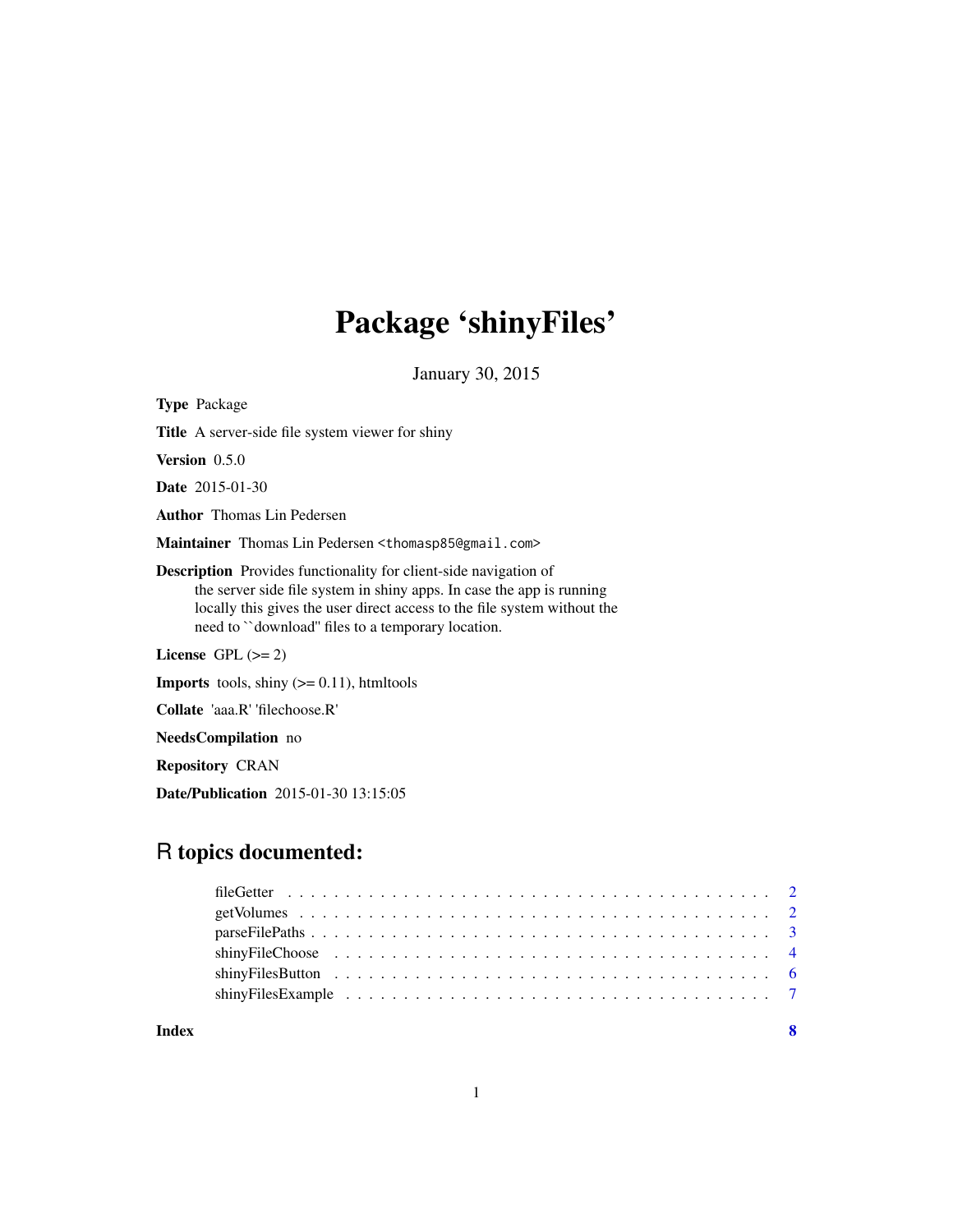# Package 'shinyFiles'

January 30, 2015

**Type** Package

**Title** A server-side file system viewer for shiny

**Version** 0.5.0

**Date** 2015-01-30

**Author** Thomas Lin Pedersen

**Maintainer** Thomas Lin Pedersen <thomasp85@gmail.com>

**Description** Provides functionality for client-side navigation of the server side file system in shiny apps. In case the app is running locally this gives the user direct access to the file system without the need to ``download'' files to a temporary location.

**License** GPL (>= 2)

**Imports** tools, shiny (>= 0.11), htmltools

**Collate** 'aaa.R' 'filechoose.R'

**NeedsCompilation** no

**Repository** CRAN

**Date/Publication** 2015-01-30 13:15:05

## R topics documented:

| | |
|---|---|
| fileGetter | 2 |
| getVolumes | 2 |
| parseFilePaths | 3 |
| shinyFileChoose | 4 |
| shinyFilesButton | 6 |
| shinyFilesExample | 7 |
| **Index** | **8** |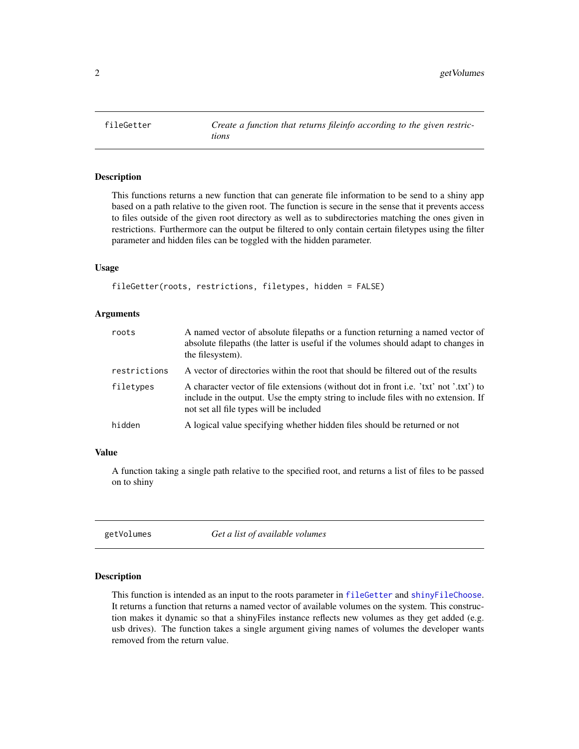## fileGetter — *Create a function that returns fileinfo according to the given restrictions*

### Description

This functions returns a new function that can generate file information to be send to a shiny app based on a path relative to the given root. The function is secure in the sense that it prevents access to files outside of the given root directory as well as to subdirectories matching the ones given in restrictions. Furthermore can the output be filtered to only contain certain filetypes using the filter parameter and hidden files can be toggled with the hidden parameter.

### Usage

```
fileGetter(roots, restrictions, filetypes, hidden = FALSE)
```

### Arguments

| | |
|---|---|
| `roots` | A named vector of absolute filepaths or a function returning a named vector of absolute filepaths (the latter is useful if the volumes should adapt to changes in the filesystem). |
| `restrictions` | A vector of directories within the root that should be filtered out of the results |
| `filetypes` | A character vector of file extensions (without dot in front i.e. 'txt' not '.txt') to include in the output. Use the empty string to include files with no extension. If not set all file types will be included |
| `hidden` | A logical value specifying whether hidden files should be returned or not |

### Value

A function taking a single path relative to the specified root, and returns a list of files to be passed on to shiny

## getVolumes — *Get a list of available volumes*

### Description

This function is intended as an input to the roots parameter in `fileGetter` and `shinyFileChoose`. It returns a function that returns a named vector of available volumes on the system. This construction makes it dynamic so that a shinyFiles instance reflects new volumes as they get added (e.g. usb drives). The function takes a single argument giving names of volumes the developer wants removed from the return value.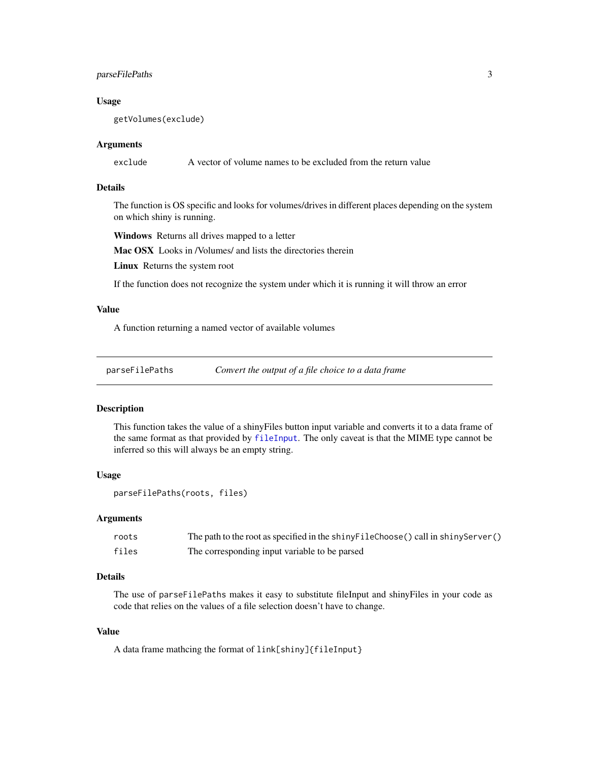### Usage

```
getVolumes(exclude)
```

### Arguments

| | |
|---|---|
| `exclude` | A vector of volume names to be excluded from the return value |

### Details

The function is OS specific and looks for volumes/drives in different places depending on the system on which shiny is running.

**Windows** Returns all drives mapped to a letter

**Mac OSX** Looks in /Volumes/ and lists the directories therein

**Linux** Returns the system root

If the function does not recognize the system under which it is running it will throw an error

### Value

A function returning a named vector of available volumes

---

## `parseFilePaths` *Convert the output of a file choice to a data frame*

---

### Description

This function takes the value of a shinyFiles button input variable and converts it to a data frame of the same format as that provided by `fileInput`. The only caveat is that the MIME type cannot be inferred so this will always be an empty string.

### Usage

```
parseFilePaths(roots, files)
```

### Arguments

| | |
|---|---|
| `roots` | The path to the root as specified in the `shinyFileChoose()` call in `shinyServer()` |
| `files` | The corresponding input variable to be parsed |

### Details

The use of `parseFilePaths` makes it easy to substitute fileInput and shinyFiles in your code as code that relies on the values of a file selection doesn't have to change.

### Value

A data frame mathcing the format of `link[shiny]{fileInput}`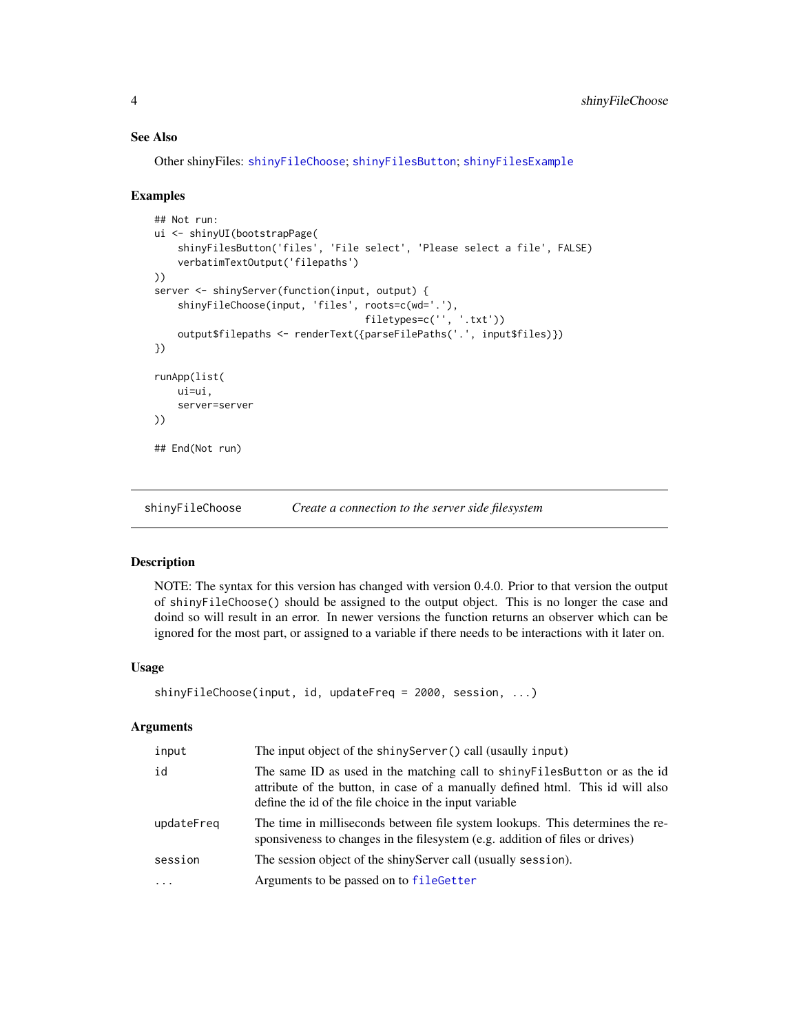### See Also

Other shinyFiles: `shinyFileChoose`; `shinyFilesButton`; `shinyFilesExample`

### Examples

```
## Not run:
ui <- shinyUI(bootstrapPage(
    shinyFilesButton('files', 'File select', 'Please select a file', FALSE)
    verbatimTextOutput('filepaths')
))
server <- shinyServer(function(input, output) {
    shinyFileChoose(input, 'files', roots=c(wd='.'),
                                    filetypes=c('', '.txt'))
    output$filepaths <- renderText({parseFilePaths('.', input$files)})
})

runApp(list(
    ui=ui,
    server=server
))

## End(Not run)
```

---

## shinyFileChoose *Create a connection to the server side filesystem*

### Description

NOTE: The syntax for this version has changed with version 0.4.0. Prior to that version the output of `shinyFileChoose()` should be assigned to the output object. This is no longer the case and doind so will result in an error. In newer versions the function returns an observer which can be ignored for the most part, or assigned to a variable if there needs to be interactions with it later on.

### Usage

```
shinyFileChoose(input, id, updateFreq = 2000, session, ...)
```

### Arguments

| | |
|---|---|
| `input` | The input object of the `shinyServer()` call (usaully `input`) |
| `id` | The same ID as used in the matching call to `shinyFilesButton` or as the id attribute of the button, in case of a manually defined html. This id will also define the id of the file choice in the input variable |
| `updateFreq` | The time in milliseconds between file system lookups. This determines the responsiveness to changes in the filesystem (e.g. addition of files or drives) |
| `session` | The session object of the shinyServer call (usually `session`). |
| `...` | Arguments to be passed on to `fileGetter` |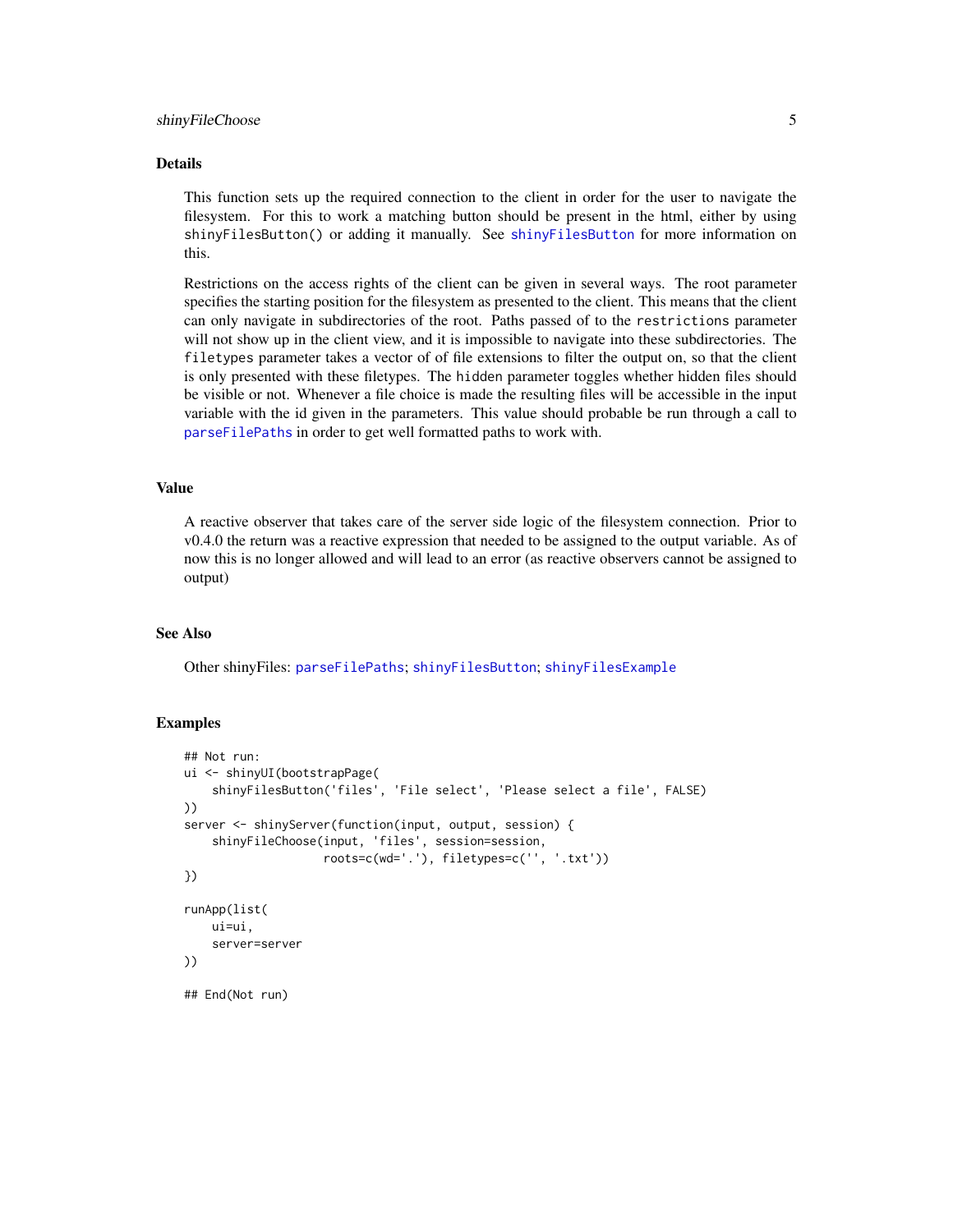### Details

This function sets up the required connection to the client in order for the user to navigate the filesystem. For this to work a matching button should be present in the html, either by using `shinyFilesButton()` or adding it manually. See `shinyFilesButton` for more information on this.

Restrictions on the access rights of the client can be given in several ways. The root parameter specifies the starting position for the filesystem as presented to the client. This means that the client can only navigate in subdirectories of the root. Paths passed of to the `restrictions` parameter will not show up in the client view, and it is impossible to navigate into these subdirectories. The `filetypes` parameter takes a vector of of file extensions to filter the output on, so that the client is only presented with these filetypes. The `hidden` parameter toggles whether hidden files should be visible or not. Whenever a file choice is made the resulting files will be accessible in the input variable with the id given in the parameters. This value should probable be run through a call to `parseFilePaths` in order to get well formatted paths to work with.

### Value

A reactive observer that takes care of the server side logic of the filesystem connection. Prior to v0.4.0 the return was a reactive expression that needed to be assigned to the output variable. As of now this is no longer allowed and will lead to an error (as reactive observers cannot be assigned to output)

### See Also

Other shinyFiles: `parseFilePaths`; `shinyFilesButton`; `shinyFilesExample`

### Examples

```
## Not run:
ui <- shinyUI(bootstrapPage(
    shinyFilesButton('files', 'File select', 'Please select a file', FALSE)
))
server <- shinyServer(function(input, output, session) {
    shinyFileChoose(input, 'files', session=session,
                    roots=c(wd='.'), filetypes=c('', '.txt'))
})

runApp(list(
    ui=ui,
    server=server
))

## End(Not run)
```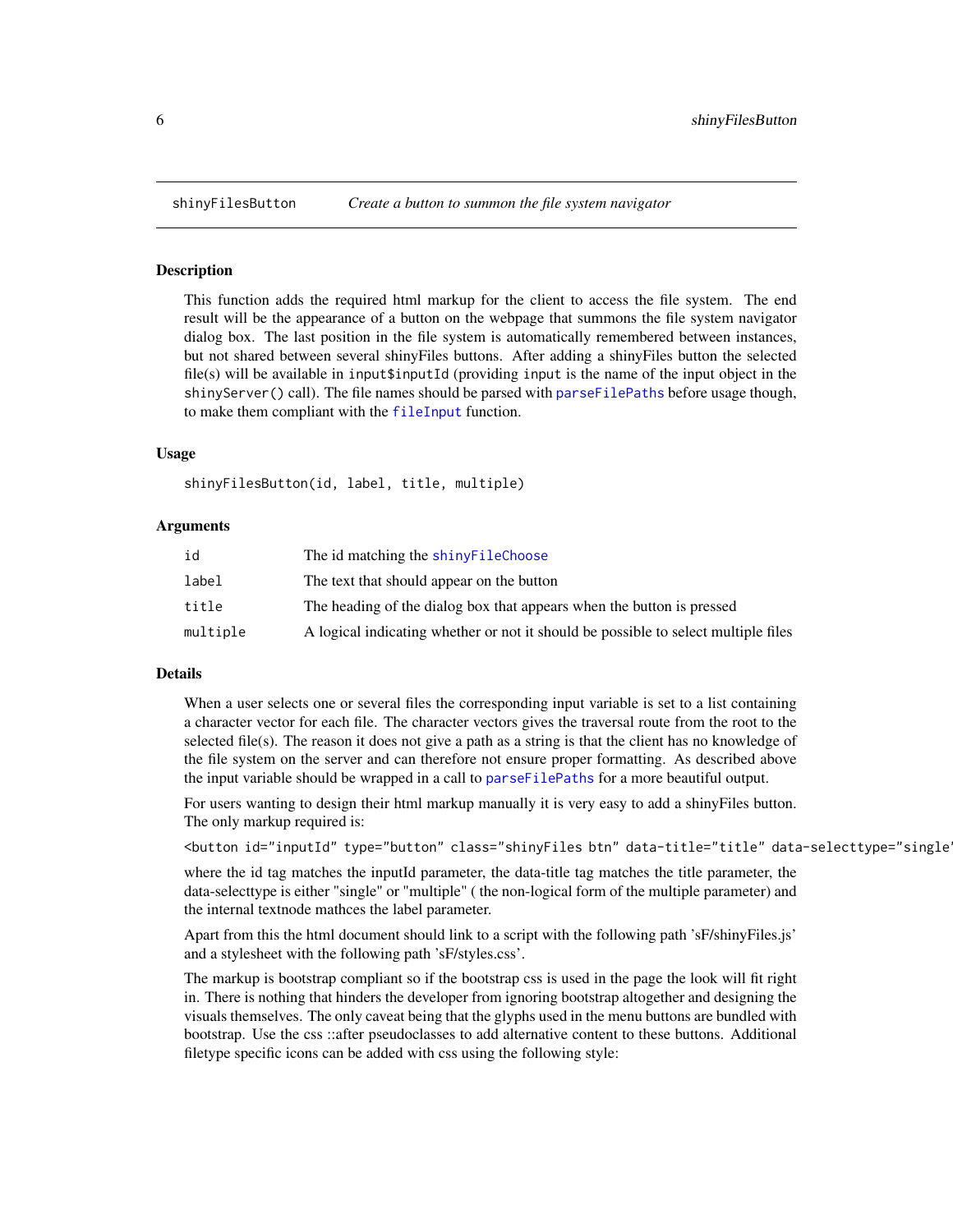shinyFilesButton *Create a button to summon the file system navigator*

### Description

This function adds the required html markup for the client to access the file system. The end result will be the appearance of a button on the webpage that summons the file system navigator dialog box. The last position in the file system is automatically remembered between instances, but not shared between several shinyFiles buttons. After adding a shinyFiles button the selected file(s) will be available in `input$inputId` (providing `input` is the name of the input object in the `shinyServer()` call). The file names should be parsed with `parseFilePaths` before usage though, to make them compliant with the `fileInput` function.

### Usage

```
shinyFilesButton(id, label, title, multiple)
```

### Arguments

| | |
|---|---|
| `id` | The id matching the `shinyFileChoose` |
| `label` | The text that should appear on the button |
| `title` | The heading of the dialog box that appears when the button is pressed |
| `multiple` | A logical indicating whether or not it should be possible to select multiple files |

### Details

When a user selects one or several files the corresponding input variable is set to a list containing a character vector for each file. The character vectors gives the traversal route from the root to the selected file(s). The reason it does not give a path as a string is that the client has no knowledge of the file system on the server and can therefore not ensure proper formatting. As described above the input variable should be wrapped in a call to `parseFilePaths` for a more beautiful output.

For users wanting to design their html markup manually it is very easy to add a shinyFiles button. The only markup required is:

`<button id="inputId" type="button" class="shinyFiles btn" data-title="title" data-selecttype="single'`

where the id tag matches the inputId parameter, the data-title tag matches the title parameter, the data-selecttype is either "single" or "multiple" ( the non-logical form of the multiple parameter) and the internal textnode mathces the label parameter.

Apart from this the html document should link to a script with the following path 'sF/shinyFiles.js' and a stylesheet with the following path 'sF/styles.css'.

The markup is bootstrap compliant so if the bootstrap css is used in the page the look will fit right in. There is nothing that hinders the developer from ignoring bootstrap altogether and designing the visuals themselves. The only caveat being that the glyphs used in the menu buttons are bundled with bootstrap. Use the css ::after pseudoclasses to add alternative content to these buttons. Additional filetype specific icons can be added with css using the following style: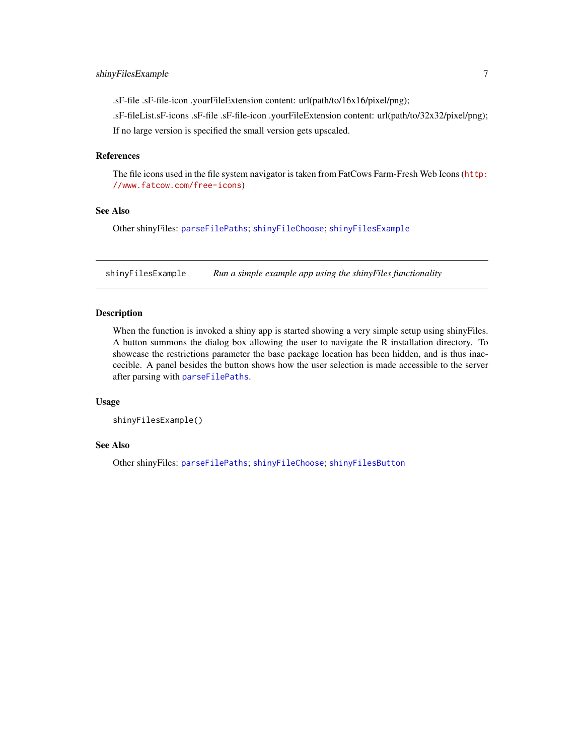.sF-file .sF-file-icon .yourFileExtension content: url(path/to/16x16/pixel/png);

.sF-fileList.sF-icons .sF-file .sF-file-icon .yourFileExtension content: url(path/to/32x32/pixel/png);

If no large version is specified the small version gets upscaled.

### References

The file icons used in the file system navigator is taken from FatCows Farm-Fresh Web Icons (`http://www.fatcow.com/free-icons`)

### See Also

Other shinyFiles: `parseFilePaths`; `shinyFileChoose`; `shinyFilesExample`

---

## `shinyFilesExample` *Run a simple example app using the shinyFiles functionality*

---

### Description

When the function is invoked a shiny app is started showing a very simple setup using shinyFiles. A button summons the dialog box allowing the user to navigate the R installation directory. To showcase the restrictions parameter the base package location has been hidden, and is thus inaccecible. A panel besides the button shows how the user selection is made accessible to the server after parsing with `parseFilePaths`.

### Usage

```
shinyFilesExample()
```

### See Also

Other shinyFiles: `parseFilePaths`; `shinyFileChoose`; `shinyFilesButton`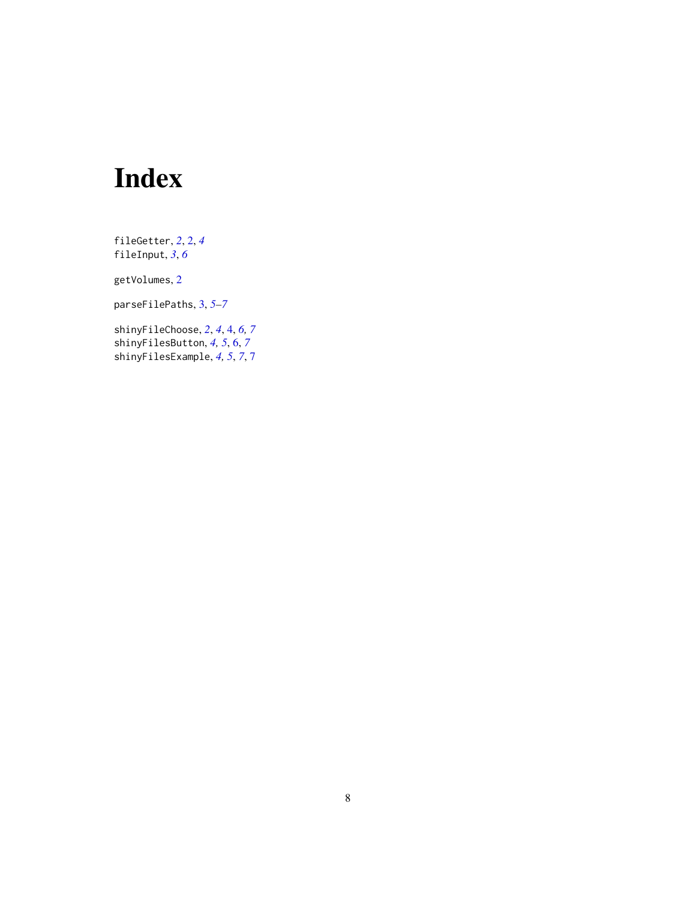# Index

fileGetter, *2*, 2, *4*
fileInput, *3*, *6*

getVolumes, 2

parseFilePaths, 3, *5–7*

shinyFileChoose, *2*, *4*, 4, *6, 7*
shinyFilesButton, *4, 5*, 6, *7*
shinyFilesExample, *4, 5*, *7*, 7